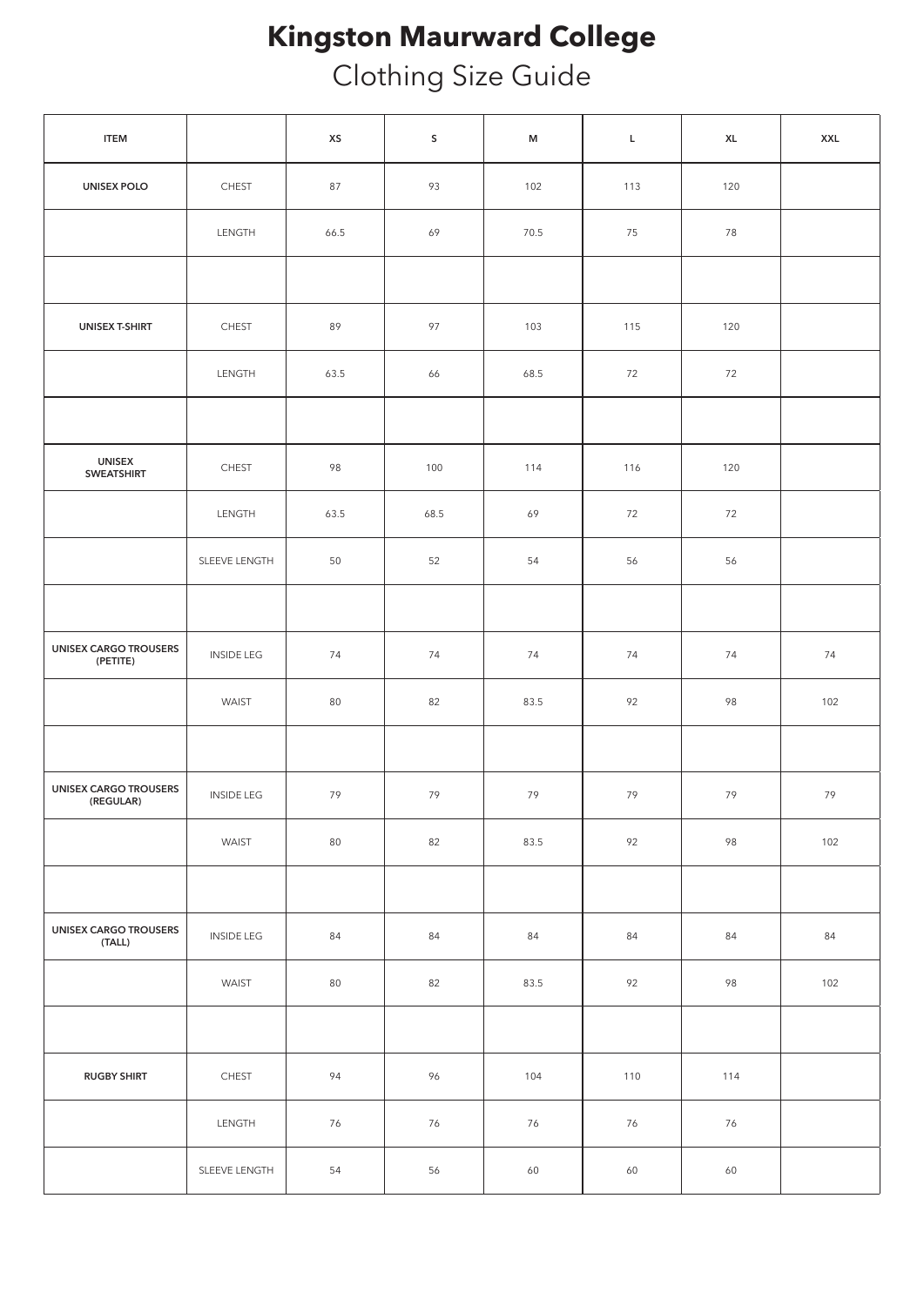# Kingston Maurward College

## Clothing Size Guide

| ITEM | | XS | S | M | L | XL | XXL |
|---|---|---|---|---|---|---|---|
| UNISEX POLO | CHEST | 87 | 93 | 102 | 113 | 120 | |
| | LENGTH | 66.5 | 69 | 70.5 | 75 | 78 | |
| | | | | | | | |
| UNISEX T-SHIRT | CHEST | 89 | 97 | 103 | 115 | 120 | |
| | LENGTH | 63.5 | 66 | 68.5 | 72 | 72 | |
| | | | | | | | |
| UNISEX SWEATSHIRT | CHEST | 98 | 100 | 114 | 116 | 120 | |
| | LENGTH | 63.5 | 68.5 | 69 | 72 | 72 | |
| | SLEEVE LENGTH | 50 | 52 | 54 | 56 | 56 | |
| | | | | | | | |
| UNISEX CARGO TROUSERS (PETITE) | INSIDE LEG | 74 | 74 | 74 | 74 | 74 | 74 |
| | WAIST | 80 | 82 | 83.5 | 92 | 98 | 102 |
| | | | | | | | |
| UNISEX CARGO TROUSERS (REGULAR) | INSIDE LEG | 79 | 79 | 79 | 79 | 79 | 79 |
| | WAIST | 80 | 82 | 83.5 | 92 | 98 | 102 |
| | | | | | | | |
| UNISEX CARGO TROUSERS (TALL) | INSIDE LEG | 84 | 84 | 84 | 84 | 84 | 84 |
| | WAIST | 80 | 82 | 83.5 | 92 | 98 | 102 |
| | | | | | | | |
| RUGBY SHIRT | CHEST | 94 | 96 | 104 | 110 | 114 | |
| | LENGTH | 76 | 76 | 76 | 76 | 76 | |
| | SLEEVE LENGTH | 54 | 56 | 60 | 60 | 60 | |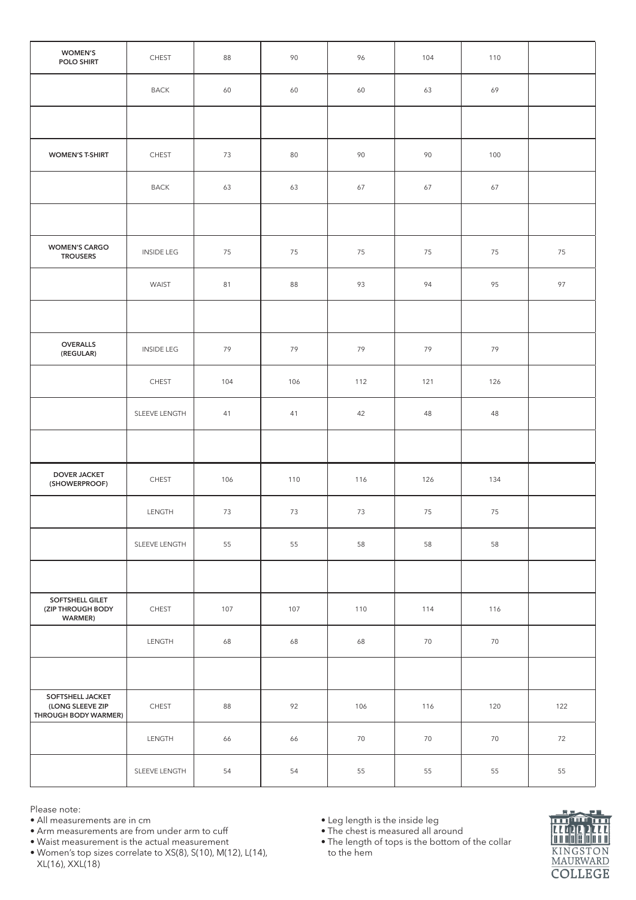| | | | | | | | |
|---|---|---|---|---|---|---|---|
| **WOMEN'S POLO SHIRT** | CHEST | 88 | 90 | 96 | 104 | 110 | |
| | BACK | 60 | 60 | 60 | 63 | 69 | |
| | | | | | | | |
| **WOMEN'S T-SHIRT** | CHEST | 73 | 80 | 90 | 90 | 100 | |
| | BACK | 63 | 63 | 67 | 67 | 67 | |
| | | | | | | | |
| **WOMEN'S CARGO TROUSERS** | INSIDE LEG | 75 | 75 | 75 | 75 | 75 | 75 |
| | WAIST | 81 | 88 | 93 | 94 | 95 | 97 |
| | | | | | | | |
| **OVERALLS (REGULAR)** | INSIDE LEG | 79 | 79 | 79 | 79 | 79 | |
| | CHEST | 104 | 106 | 112 | 121 | 126 | |
| | SLEEVE LENGTH | 41 | 41 | 42 | 48 | 48 | |
| | | | | | | | |
| **DOVER JACKET (SHOWERPROOF)** | CHEST | 106 | 110 | 116 | 126 | 134 | |
| | LENGTH | 73 | 73 | 73 | 75 | 75 | |
| | SLEEVE LENGTH | 55 | 55 | 58 | 58 | 58 | |
| | | | | | | | |
| **SOFTSHELL GILET (ZIP THROUGH BODY WARMER)** | CHEST | 107 | 107 | 110 | 114 | 116 | |
| | LENGTH | 68 | 68 | 68 | 70 | 70 | |
| | | | | | | | |
| **SOFTSHELL JACKET (LONG SLEEVE ZIP THROUGH BODY WARMER)** | CHEST | 88 | 92 | 106 | 116 | 120 | 122 |
| | LENGTH | 66 | 66 | 70 | 70 | 70 | 72 |
| | SLEEVE LENGTH | 54 | 54 | 55 | 55 | 55 | 55 |

Please note:

- All measurements are in cm
- Arm measurements are from under arm to cuff
- Waist measurement is the actual measurement
- Women's top sizes correlate to XS(8), S(10), M(12), L(14), XL(16), XXL(18)
- Leg length is the inside leg
- The chest is measured all around
- The length of tops is the bottom of the collar to the hem

KINGSTON MAURWARD COLLEGE